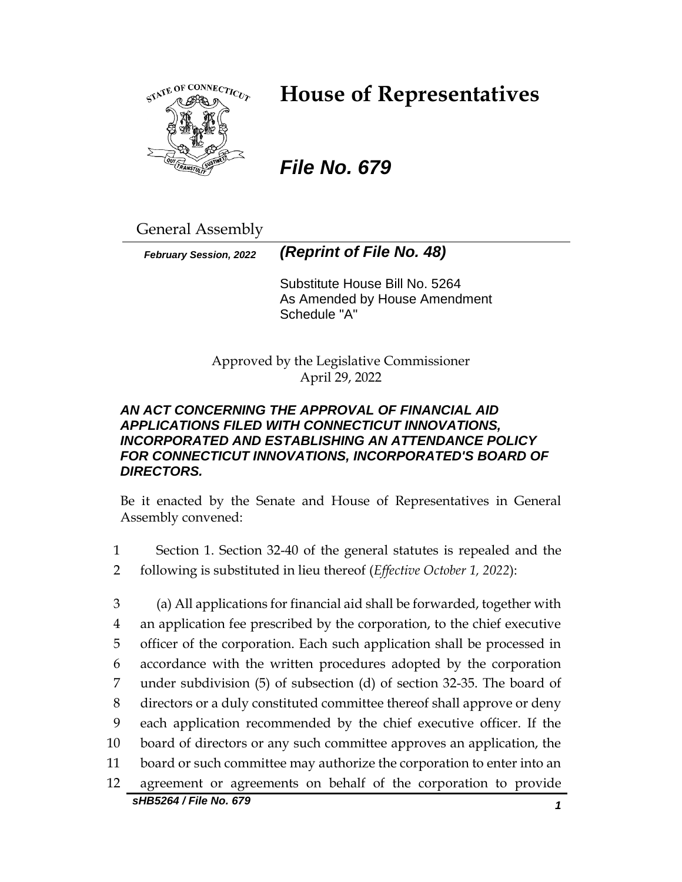# House of Representatives

***File No. 679***

General Assembly

***February Session, 2022*** ***(Reprint of File No. 48)***

Substitute House Bill No. 5264
As Amended by House Amendment Schedule "A"

Approved by the Legislative Commissioner
April 29, 2022

***AN ACT CONCERNING THE APPROVAL OF FINANCIAL AID APPLICATIONS FILED WITH CONNECTICUT INNOVATIONS, INCORPORATED AND ESTABLISHING AN ATTENDANCE POLICY FOR CONNECTICUT INNOVATIONS, INCORPORATED'S BOARD OF DIRECTORS.***

Be it enacted by the Senate and House of Representatives in General Assembly convened:

1 Section 1. Section 32-40 of the general statutes is repealed and the
2 following is substituted in lieu thereof (*Effective October 1, 2022*):

3 (a) All applications for financial aid shall be forwarded, together with
4 an application fee prescribed by the corporation, to the chief executive
5 officer of the corporation. Each such application shall be processed in
6 accordance with the written procedures adopted by the corporation
7 under subdivision (5) of subsection (d) of section 32-35. The board of
8 directors or a duly constituted committee thereof shall approve or deny
9 each application recommended by the chief executive officer. If the
10 board of directors or any such committee approves an application, the
11 board or such committee may authorize the corporation to enter into an
12 agreement or agreements on behalf of the corporation to provide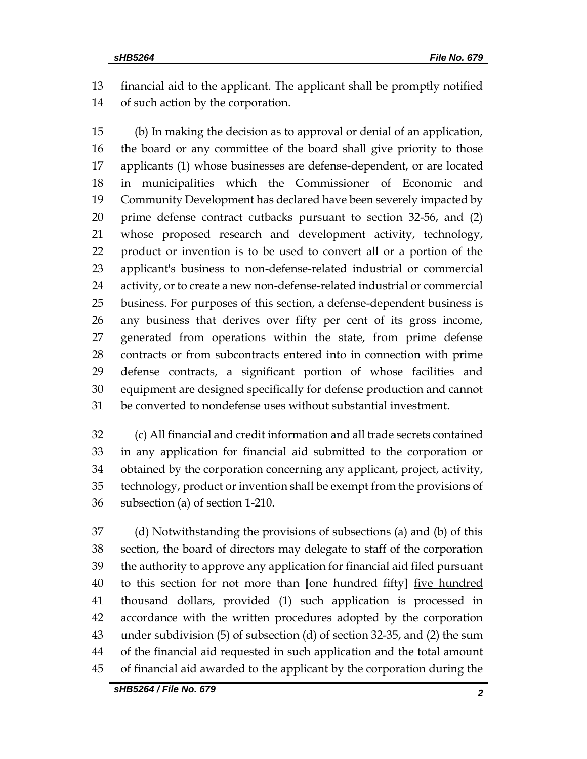financial aid to the applicant. The applicant shall be promptly notified of such action by the corporation.

(b) In making the decision as to approval or denial of an application, the board or any committee of the board shall give priority to those applicants (1) whose businesses are defense-dependent, or are located in municipalities which the Commissioner of Economic and Community Development has declared have been severely impacted by prime defense contract cutbacks pursuant to section 32-56, and (2) whose proposed research and development activity, technology, product or invention is to be used to convert all or a portion of the applicant's business to non-defense-related industrial or commercial activity, or to create a new non-defense-related industrial or commercial business. For purposes of this section, a defense-dependent business is any business that derives over fifty per cent of its gross income, generated from operations within the state, from prime defense contracts or from subcontracts entered into in connection with prime defense contracts, a significant portion of whose facilities and equipment are designed specifically for defense production and cannot be converted to nondefense uses without substantial investment.

(c) All financial and credit information and all trade secrets contained in any application for financial aid submitted to the corporation or obtained by the corporation concerning any applicant, project, activity, technology, product or invention shall be exempt from the provisions of subsection (a) of section 1-210.

(d) Notwithstanding the provisions of subsections (a) and (b) of this section, the board of directors may delegate to staff of the corporation the authority to approve any application for financial aid filed pursuant to this section for not more than [one hundred fifty] <u>five hundred</u> thousand dollars, provided (1) such application is processed in accordance with the written procedures adopted by the corporation under subdivision (5) of subsection (d) of section 32-35, and (2) the sum of the financial aid requested in such application and the total amount of financial aid awarded to the applicant by the corporation during the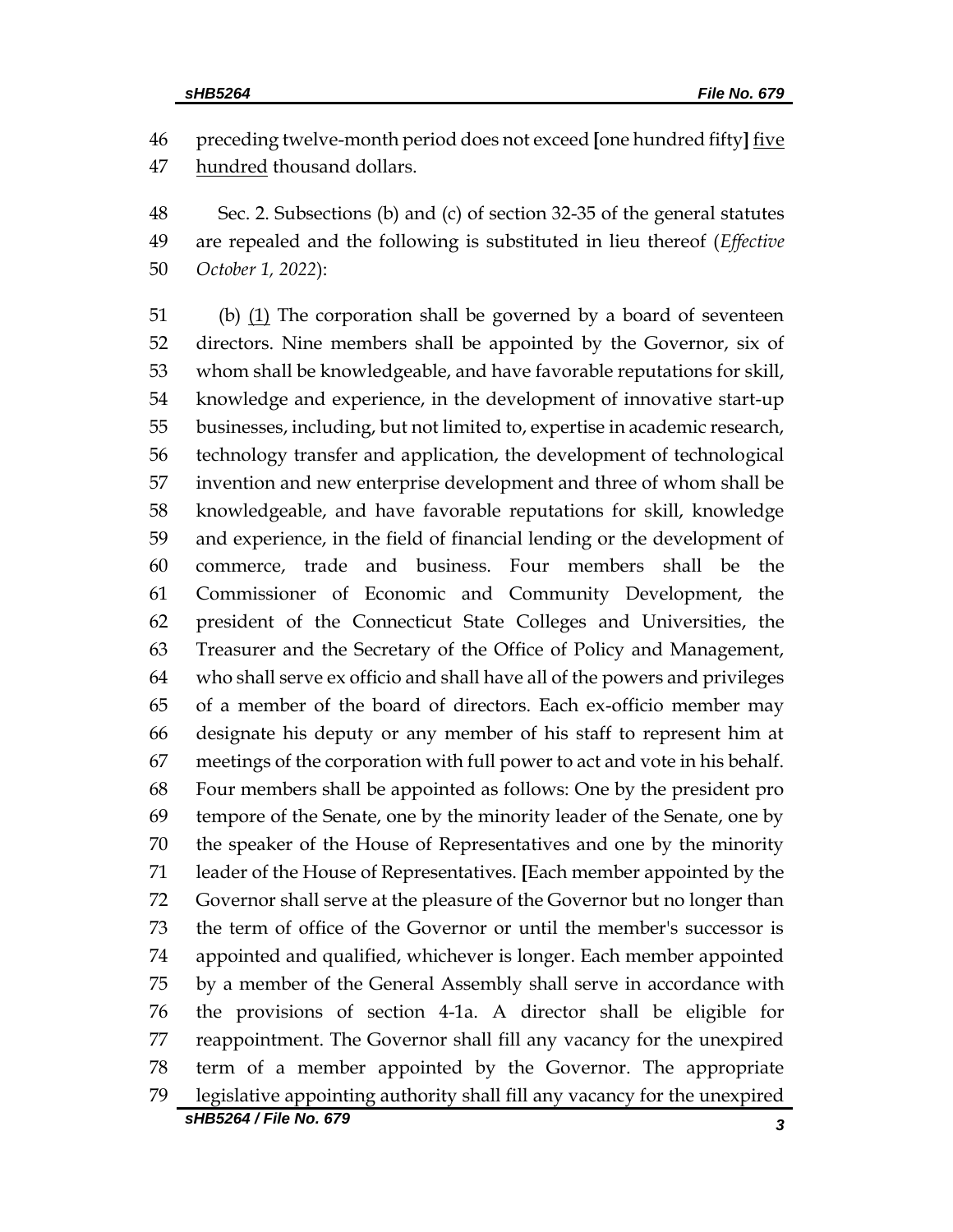preceding twelve-month period does not exceed [one hundred fifty] <u>five hundred</u> thousand dollars.

Sec. 2. Subsections (b) and (c) of section 32-35 of the general statutes are repealed and the following is substituted in lieu thereof (*Effective October 1, 2022*):

(b) <u>(1)</u> The corporation shall be governed by a board of seventeen directors. Nine members shall be appointed by the Governor, six of whom shall be knowledgeable, and have favorable reputations for skill, knowledge and experience, in the development of innovative start-up businesses, including, but not limited to, expertise in academic research, technology transfer and application, the development of technological invention and new enterprise development and three of whom shall be knowledgeable, and have favorable reputations for skill, knowledge and experience, in the field of financial lending or the development of commerce, trade and business. Four members shall be the Commissioner of Economic and Community Development, the president of the Connecticut State Colleges and Universities, the Treasurer and the Secretary of the Office of Policy and Management, who shall serve ex officio and shall have all of the powers and privileges of a member of the board of directors. Each ex-officio member may designate his deputy or any member of his staff to represent him at meetings of the corporation with full power to act and vote in his behalf. Four members shall be appointed as follows: One by the president pro tempore of the Senate, one by the minority leader of the Senate, one by the speaker of the House of Representatives and one by the minority leader of the House of Representatives. [Each member appointed by the Governor shall serve at the pleasure of the Governor but no longer than the term of office of the Governor or until the member's successor is appointed and qualified, whichever is longer. Each member appointed by a member of the General Assembly shall serve in accordance with the provisions of section 4-1a. A director shall be eligible for reappointment. The Governor shall fill any vacancy for the unexpired term of a member appointed by the Governor. The appropriate legislative appointing authority shall fill any vacancy for the unexpired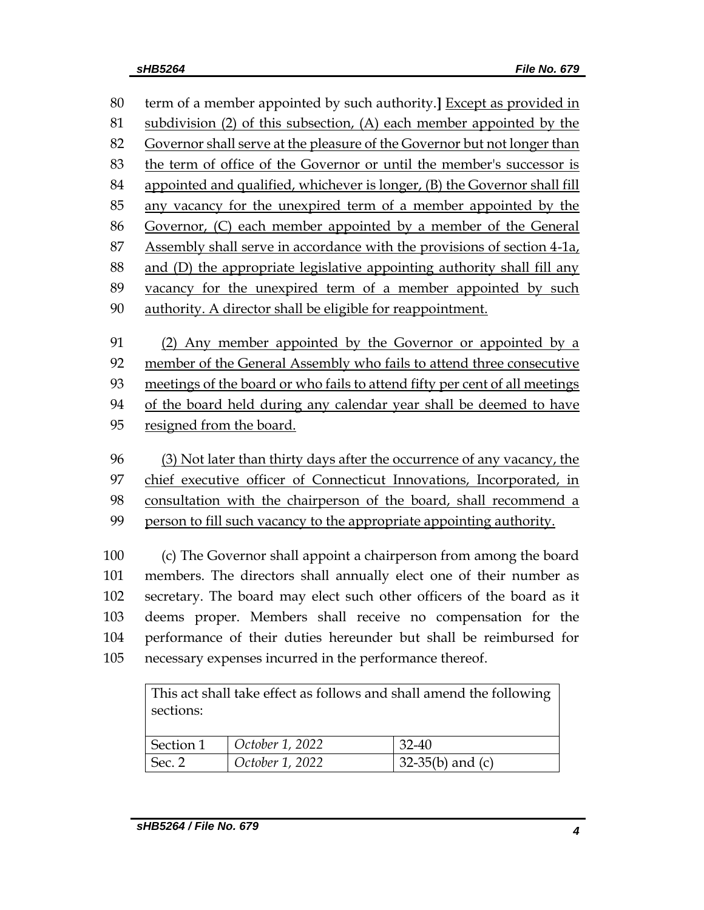80 term of a member appointed by such authority.] Except as provided in
81 subdivision (2) of this subsection, (A) each member appointed by the
82 Governor shall serve at the pleasure of the Governor but not longer than
83 the term of office of the Governor or until the member's successor is
84 appointed and qualified, whichever is longer, (B) the Governor shall fill
85 any vacancy for the unexpired term of a member appointed by the
86 Governor, (C) each member appointed by a member of the General
87 Assembly shall serve in accordance with the provisions of section 4-1a,
88 and (D) the appropriate legislative appointing authority shall fill any
89 vacancy for the unexpired term of a member appointed by such
90 authority. A director shall be eligible for reappointment.

91 (2) Any member appointed by the Governor or appointed by a
92 member of the General Assembly who fails to attend three consecutive
93 meetings of the board or who fails to attend fifty per cent of all meetings
94 of the board held during any calendar year shall be deemed to have
95 resigned from the board.

96 (3) Not later than thirty days after the occurrence of any vacancy, the
97 chief executive officer of Connecticut Innovations, Incorporated, in
98 consultation with the chairperson of the board, shall recommend a
99 person to fill such vacancy to the appropriate appointing authority.

100 (c) The Governor shall appoint a chairperson from among the board
101 members. The directors shall annually elect one of their number as
102 secretary. The board may elect such other officers of the board as it
103 deems proper. Members shall receive no compensation for the
104 performance of their duties hereunder but shall be reimbursed for
105 necessary expenses incurred in the performance thereof.

| This act shall take effect as follows and shall amend the following sections: | | |
|---|---|---|
| Section 1 | *October 1, 2022* | 32-40 |
| Sec. 2 | *October 1, 2022* | 32-35(b) and (c) |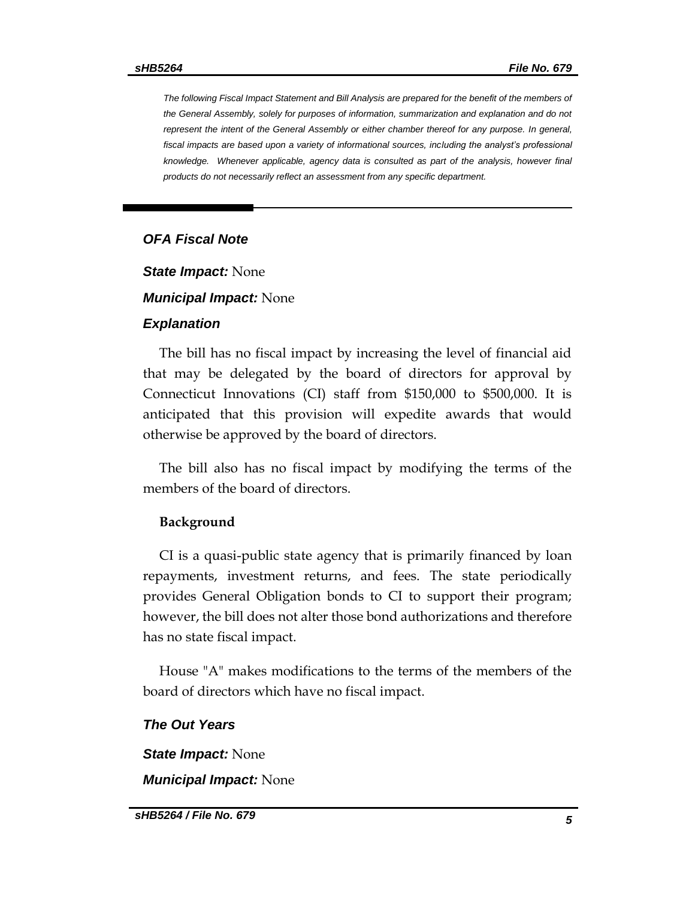*The following Fiscal Impact Statement and Bill Analysis are prepared for the benefit of the members of the General Assembly, solely for purposes of information, summarization and explanation and do not represent the intent of the General Assembly or either chamber thereof for any purpose. In general, fiscal impacts are based upon a variety of informational sources, including the analyst's professional knowledge. Whenever applicable, agency data is consulted as part of the analysis, however final products do not necessarily reflect an assessment from any specific department.*

## *OFA Fiscal Note*

***State Impact:*** None

***Municipal Impact:*** None

### *Explanation*

The bill has no fiscal impact by increasing the level of financial aid that may be delegated by the board of directors for approval by Connecticut Innovations (CI) staff from $150,000 to $500,000. It is anticipated that this provision will expedite awards that would otherwise be approved by the board of directors.

The bill also has no fiscal impact by modifying the terms of the members of the board of directors.

**Background**

CI is a quasi-public state agency that is primarily financed by loan repayments, investment returns, and fees. The state periodically provides General Obligation bonds to CI to support their program; however, the bill does not alter those bond authorizations and therefore has no state fiscal impact.

House "A" makes modifications to the terms of the members of the board of directors which have no fiscal impact.

### *The Out Years*

***State Impact:*** None

***Municipal Impact:*** None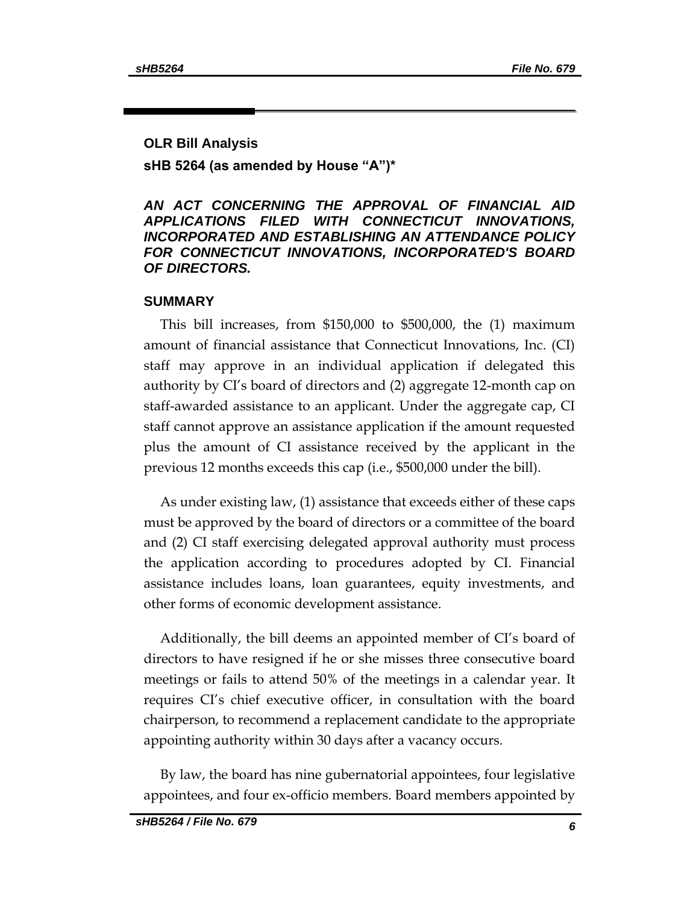## OLR Bill Analysis

**sHB 5264 (as amended by House "A")***

***AN ACT CONCERNING THE APPROVAL OF FINANCIAL AID APPLICATIONS FILED WITH CONNECTICUT INNOVATIONS, INCORPORATED AND ESTABLISHING AN ATTENDANCE POLICY FOR CONNECTICUT INNOVATIONS, INCORPORATED'S BOARD OF DIRECTORS.***

### SUMMARY

This bill increases, from $150,000 to $500,000, the (1) maximum amount of financial assistance that Connecticut Innovations, Inc. (CI) staff may approve in an individual application if delegated this authority by CI's board of directors and (2) aggregate 12-month cap on staff-awarded assistance to an applicant. Under the aggregate cap, CI staff cannot approve an assistance application if the amount requested plus the amount of CI assistance received by the applicant in the previous 12 months exceeds this cap (i.e., $500,000 under the bill).

As under existing law, (1) assistance that exceeds either of these caps must be approved by the board of directors or a committee of the board and (2) CI staff exercising delegated approval authority must process the application according to procedures adopted by CI. Financial assistance includes loans, loan guarantees, equity investments, and other forms of economic development assistance.

Additionally, the bill deems an appointed member of CI's board of directors to have resigned if he or she misses three consecutive board meetings or fails to attend 50% of the meetings in a calendar year. It requires CI's chief executive officer, in consultation with the board chairperson, to recommend a replacement candidate to the appropriate appointing authority within 30 days after a vacancy occurs.

By law, the board has nine gubernatorial appointees, four legislative appointees, and four ex-officio members. Board members appointed by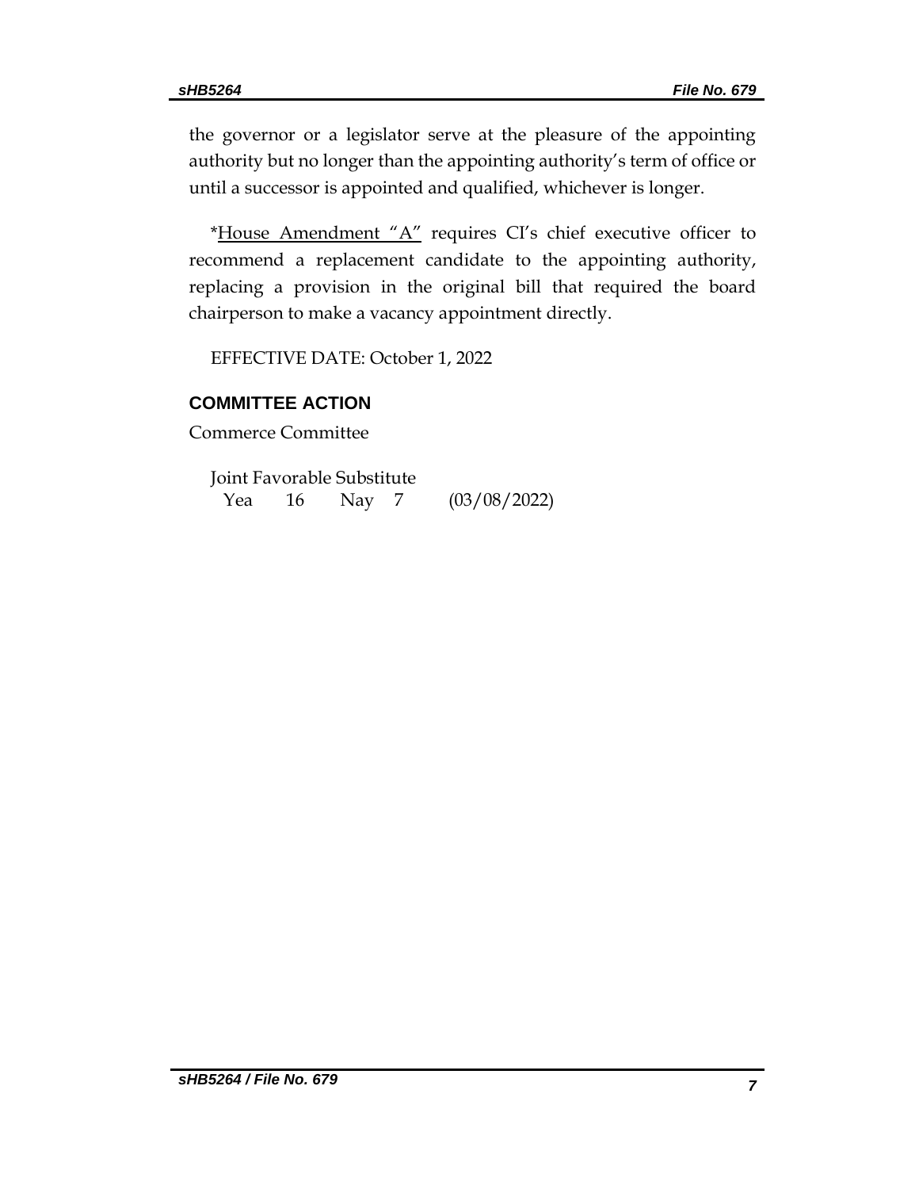the governor or a legislator serve at the pleasure of the appointing authority but no longer than the appointing authority's term of office or until a successor is appointed and qualified, whichever is longer.

*House Amendment "A" requires CI's chief executive officer to recommend a replacement candidate to the appointing authority, replacing a provision in the original bill that required the board chairperson to make a vacancy appointment directly.

EFFECTIVE DATE: October 1, 2022

## COMMITTEE ACTION

Commerce Committee

Joint Favorable Substitute
Yea 16 Nay 7 (03/08/2022)